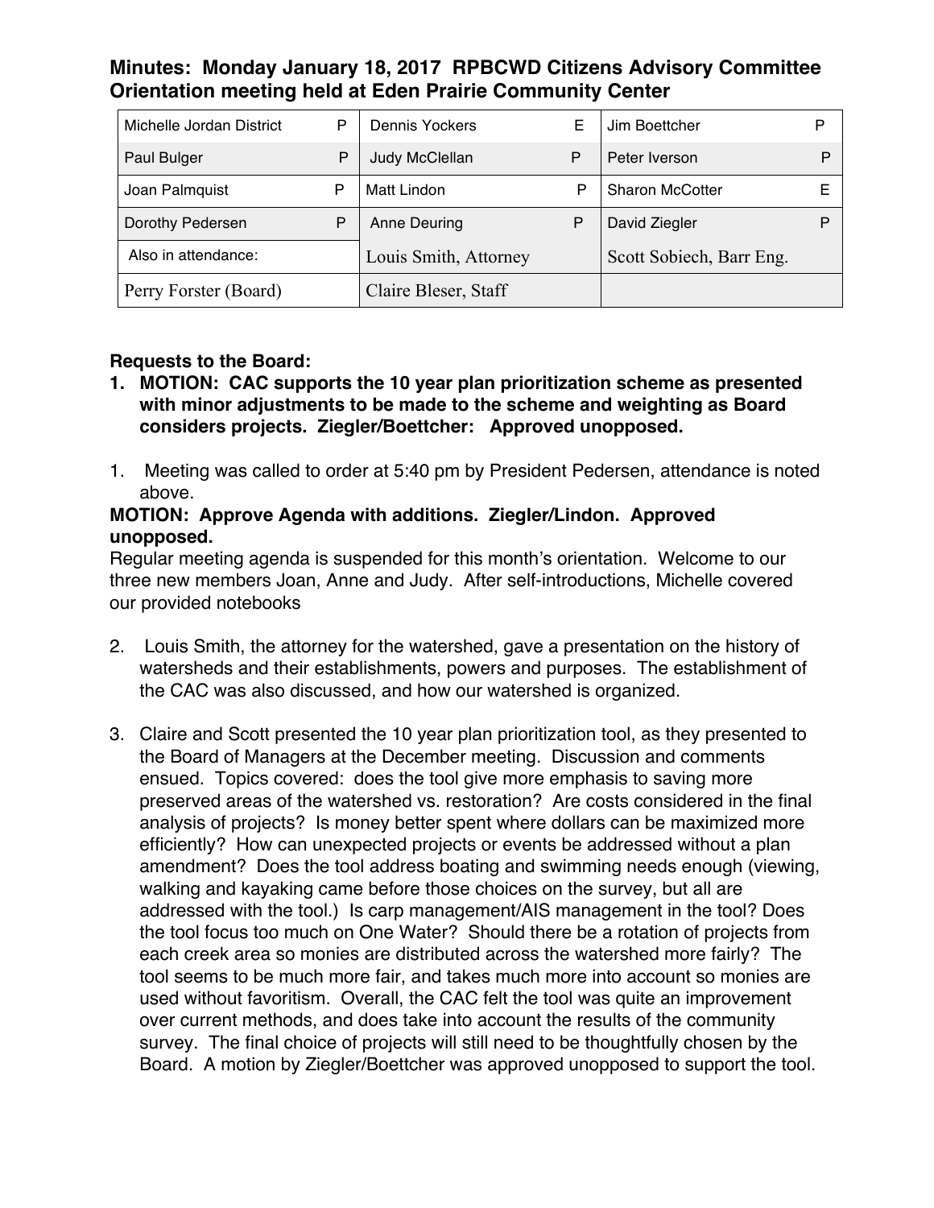# Minutes: Monday January 18, 2017 RPBCWD Citizens Advisory Committee Orientation meeting held at Eden Prairie Community Center

| | | | | | |
|---|---|---|---|---|---|
| Michelle Jordan District | P | Dennis Yockers | E | Jim Boettcher | P |
| Paul Bulger | P | Judy McClellan | P | Peter Iverson | P |
| Joan Palmquist | P | Matt Lindon | P | Sharon McCotter | E |
| Dorothy Pedersen | P | Anne Deuring | P | David Ziegler | P |
| Also in attendance: | | Louis Smith, Attorney | | Scott Sobiech, Barr Eng. | |
| Perry Forster (Board) | | Claire Bleser, Staff | | | |

**Requests to the Board:**

1. **MOTION: CAC supports the 10 year plan prioritization scheme as presented with minor adjustments to be made to the scheme and weighting as Board considers projects. Ziegler/Boettcher: Approved unopposed.**

1. Meeting was called to order at 5:40 pm by President Pedersen, attendance is noted above.

**MOTION: Approve Agenda with additions. Ziegler/Lindon. Approved unopposed.**

Regular meeting agenda is suspended for this month's orientation. Welcome to our three new members Joan, Anne and Judy. After self-introductions, Michelle covered our provided notebooks

2. Louis Smith, the attorney for the watershed, gave a presentation on the history of watersheds and their establishments, powers and purposes. The establishment of the CAC was also discussed, and how our watershed is organized.

3. Claire and Scott presented the 10 year plan prioritization tool, as they presented to the Board of Managers at the December meeting. Discussion and comments ensued. Topics covered: does the tool give more emphasis to saving more preserved areas of the watershed vs. restoration? Are costs considered in the final analysis of projects? Is money better spent where dollars can be maximized more efficiently? How can unexpected projects or events be addressed without a plan amendment? Does the tool address boating and swimming needs enough (viewing, walking and kayaking came before those choices on the survey, but all are addressed with the tool.) Is carp management/AIS management in the tool? Does the tool focus too much on One Water? Should there be a rotation of projects from each creek area so monies are distributed across the watershed more fairly? The tool seems to be much more fair, and takes much more into account so monies are used without favoritism. Overall, the CAC felt the tool was quite an improvement over current methods, and does take into account the results of the community survey. The final choice of projects will still need to be thoughtfully chosen by the Board. A motion by Ziegler/Boettcher was approved unopposed to support the tool.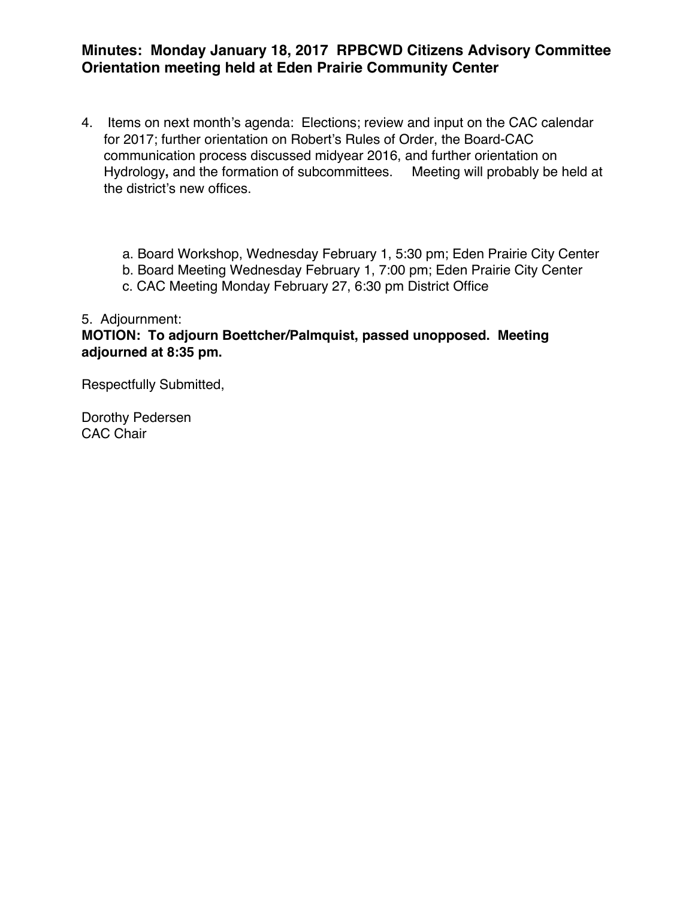**Minutes: Monday January 18, 2017 RPBCWD Citizens Advisory Committee Orientation meeting held at Eden Prairie Community Center**

4. Items on next month's agenda: Elections; review and input on the CAC calendar for 2017; further orientation on Robert's Rules of Order, the Board-CAC communication process discussed midyear 2016, and further orientation on Hydrology**,** and the formation of subcommittees. Meeting will probably be held at the district's new offices.

   a. Board Workshop, Wednesday February 1, 5:30 pm; Eden Prairie City Center
   b. Board Meeting Wednesday February 1, 7:00 pm; Eden Prairie City Center
   c. CAC Meeting Monday February 27, 6:30 pm District Office

5. Adjournment:

**MOTION: To adjourn Boettcher/Palmquist, passed unopposed. Meeting adjourned at 8:35 pm.**

Respectfully Submitted,

Dorothy Pedersen
CAC Chair